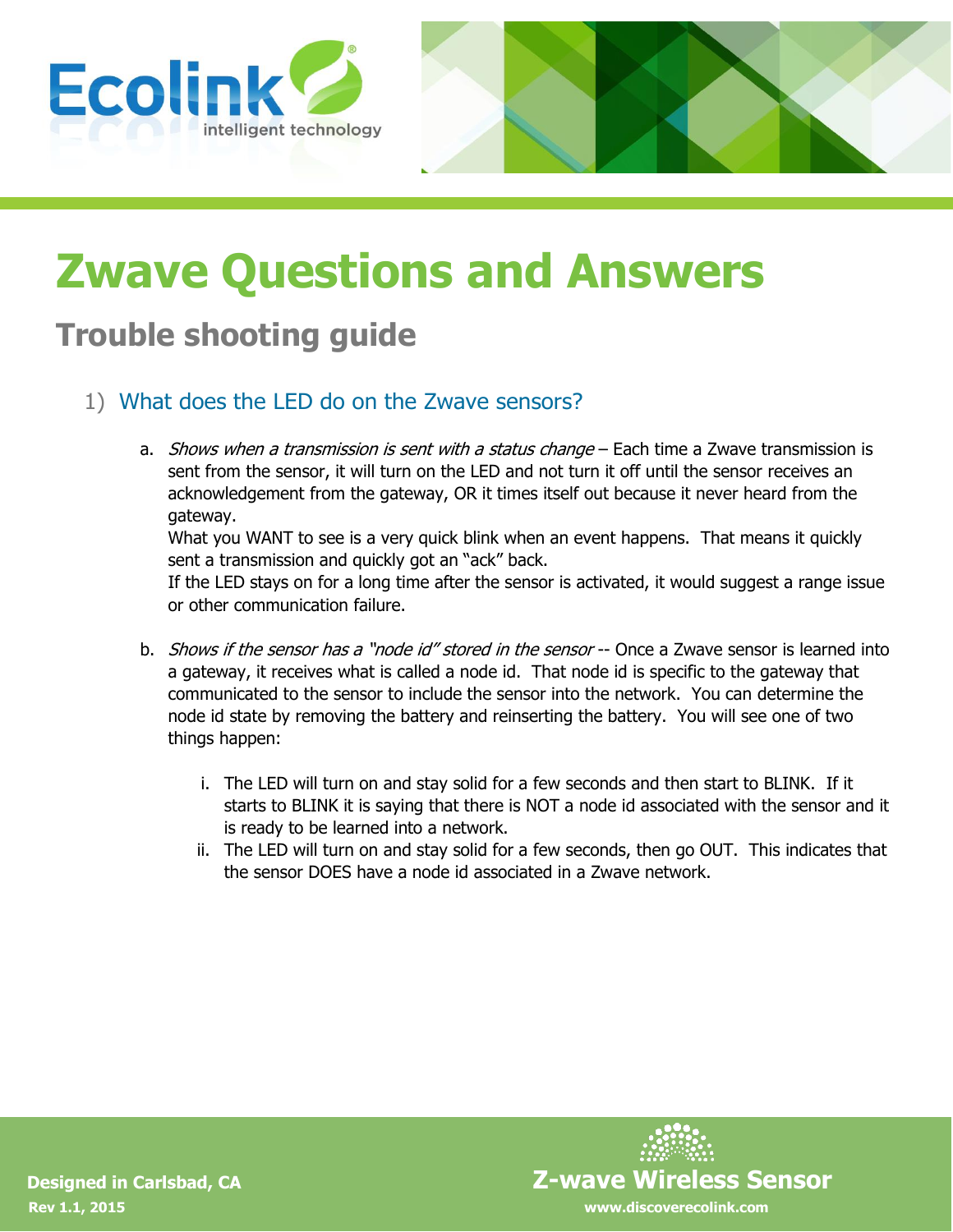# Zwave Questions and Answers

## Trouble shooting guide

1) What does the LED do on the Zwave sensors?

   a. *Shows when a transmission is sent with a status change* – Each time a Zwave transmission is sent from the sensor, it will turn on the LED and not turn it off until the sensor receives an acknowledgement from the gateway, OR it times itself out because it never heard from the gateway.
   What you WANT to see is a very quick blink when an event happens. That means it quickly sent a transmission and quickly got an "ack" back.
   If the LED stays on for a long time after the sensor is activated, it would suggest a range issue or other communication failure.

   b. *Shows if the sensor has a "node id" stored in the sensor* -- Once a Zwave sensor is learned into a gateway, it receives what is called a node id. That node id is specific to the gateway that communicated to the sensor to include the sensor into the network. You can determine the node id state by removing the battery and reinserting the battery. You will see one of two things happen:

      i. The LED will turn on and stay solid for a few seconds and then start to BLINK. If it starts to BLINK it is saying that there is NOT a node id associated with the sensor and it is ready to be learned into a network.
      ii. The LED will turn on and stay solid for a few seconds, then go OUT. This indicates that the sensor DOES have a node id associated in a Zwave network.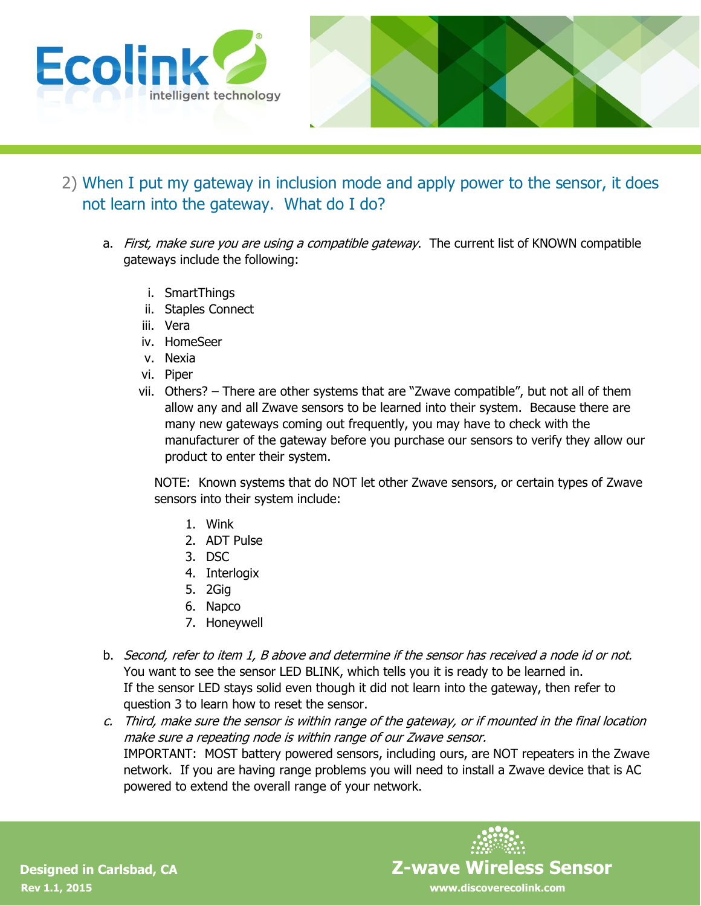## 2) When I put my gateway in inclusion mode and apply power to the sensor, it does not learn into the gateway. What do I do?

a. *First, make sure you are using a compatible gateway*. The current list of KNOWN compatible gateways include the following:

   i. SmartThings
   ii. Staples Connect
   iii. Vera
   iv. HomeSeer
   v. Nexia
   vi. Piper
   vii. Others? – There are other systems that are "Zwave compatible", but not all of them allow any and all Zwave sensors to be learned into their system. Because there are many new gateways coming out frequently, you may have to check with the manufacturer of the gateway before you purchase our sensors to verify they allow our product to enter their system.

   NOTE: Known systems that do NOT let other Zwave sensors, or certain types of Zwave sensors into their system include:

   1. Wink
   2. ADT Pulse
   3. DSC
   4. Interlogix
   5. 2Gig
   6. Napco
   7. Honeywell

b. *Second, refer to item 1, B above and determine if the sensor has received a node id or not.* You want to see the sensor LED BLINK, which tells you it is ready to be learned in. If the sensor LED stays solid even though it did not learn into the gateway, then refer to question 3 to learn how to reset the sensor.

c. *Third, make sure the sensor is within range of the gateway, or if mounted in the final location make sure a repeating node is within range of our Zwave sensor.*
   IMPORTANT: MOST battery powered sensors, including ours, are NOT repeaters in the Zwave network. If you are having range problems you will need to install a Zwave device that is AC powered to extend the overall range of your network.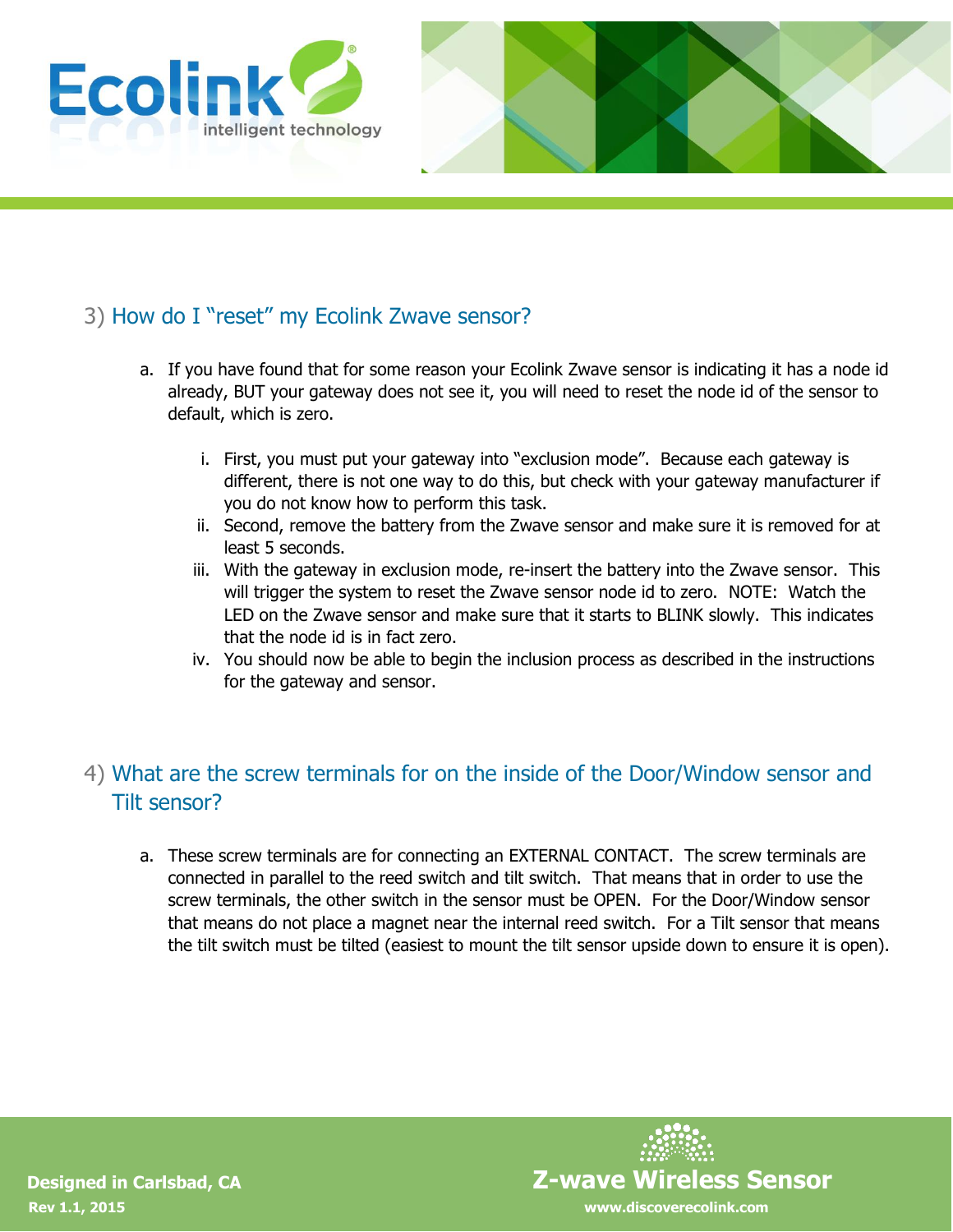## 3) How do I "reset" my Ecolink Zwave sensor?

a. If you have found that for some reason your Ecolink Zwave sensor is indicating it has a node id already, BUT your gateway does not see it, you will need to reset the node id of the sensor to default, which is zero.

   i. First, you must put your gateway into "exclusion mode". Because each gateway is different, there is not one way to do this, but check with your gateway manufacturer if you do not know how to perform this task.
   ii. Second, remove the battery from the Zwave sensor and make sure it is removed for at least 5 seconds.
   iii. With the gateway in exclusion mode, re-insert the battery into the Zwave sensor. This will trigger the system to reset the Zwave sensor node id to zero. NOTE: Watch the LED on the Zwave sensor and make sure that it starts to BLINK slowly. This indicates that the node id is in fact zero.
   iv. You should now be able to begin the inclusion process as described in the instructions for the gateway and sensor.

## 4) What are the screw terminals for on the inside of the Door/Window sensor and Tilt sensor?

a. These screw terminals are for connecting an EXTERNAL CONTACT. The screw terminals are connected in parallel to the reed switch and tilt switch. That means that in order to use the screw terminals, the other switch in the sensor must be OPEN. For the Door/Window sensor that means do not place a magnet near the internal reed switch. For a Tilt sensor that means the tilt switch must be tilted (easiest to mount the tilt sensor upside down to ensure it is open).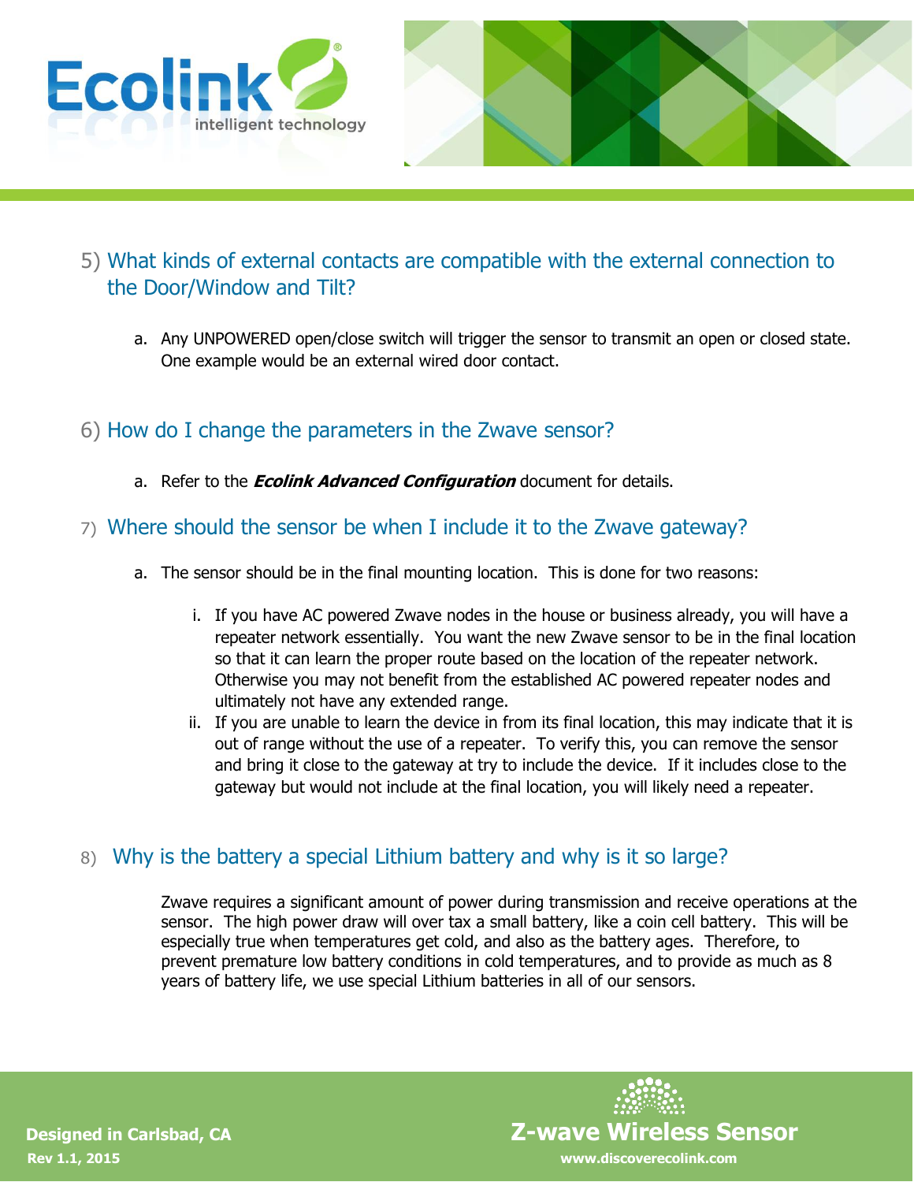## 5) What kinds of external contacts are compatible with the external connection to the Door/Window and Tilt?

a. Any UNPOWERED open/close switch will trigger the sensor to transmit an open or closed state. One example would be an external wired door contact.

## 6) How do I change the parameters in the Zwave sensor?

a. Refer to the ***Ecolink Advanced Configuration*** document for details.

## 7) Where should the sensor be when I include it to the Zwave gateway?

a. The sensor should be in the final mounting location. This is done for two reasons:

   i. If you have AC powered Zwave nodes in the house or business already, you will have a repeater network essentially. You want the new Zwave sensor to be in the final location so that it can learn the proper route based on the location of the repeater network. Otherwise you may not benefit from the established AC powered repeater nodes and ultimately not have any extended range.

   ii. If you are unable to learn the device in from its final location, this may indicate that it is out of range without the use of a repeater. To verify this, you can remove the sensor and bring it close to the gateway at try to include the device. If it includes close to the gateway but would not include at the final location, you will likely need a repeater.

## 8) Why is the battery a special Lithium battery and why is it so large?

Zwave requires a significant amount of power during transmission and receive operations at the sensor. The high power draw will over tax a small battery, like a coin cell battery. This will be especially true when temperatures get cold, and also as the battery ages. Therefore, to prevent premature low battery conditions in cold temperatures, and to provide as much as 8 years of battery life, we use special Lithium batteries in all of our sensors.